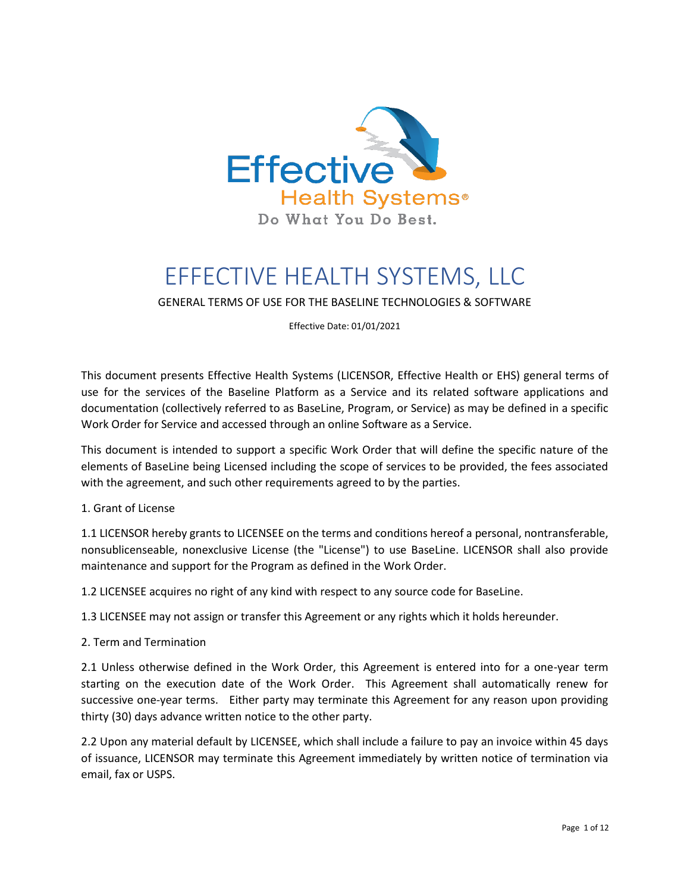Effective Health Systems®

Do What You Do Best.

# EFFECTIVE HEALTH SYSTEMS, LLC

GENERAL TERMS OF USE FOR THE BASELINE TECHNOLOGIES & SOFTWARE

Effective Date: 01/01/2021

This document presents Effective Health Systems (LICENSOR, Effective Health or EHS) general terms of use for the services of the Baseline Platform as a Service and its related software applications and documentation (collectively referred to as BaseLine, Program, or Service) as may be defined in a specific Work Order for Service and accessed through an online Software as a Service.

This document is intended to support a specific Work Order that will define the specific nature of the elements of BaseLine being Licensed including the scope of services to be provided, the fees associated with the agreement, and such other requirements agreed to by the parties.

1. Grant of License

1.1 LICENSOR hereby grants to LICENSEE on the terms and conditions hereof a personal, nontransferable, nonsublicenseable, nonexclusive License (the "License") to use BaseLine. LICENSOR shall also provide maintenance and support for the Program as defined in the Work Order.

1.2 LICENSEE acquires no right of any kind with respect to any source code for BaseLine.

1.3 LICENSEE may not assign or transfer this Agreement or any rights which it holds hereunder.

2. Term and Termination

2.1 Unless otherwise defined in the Work Order, this Agreement is entered into for a one-year term starting on the execution date of the Work Order. This Agreement shall automatically renew for successive one-year terms. Either party may terminate this Agreement for any reason upon providing thirty (30) days advance written notice to the other party.

2.2 Upon any material default by LICENSEE, which shall include a failure to pay an invoice within 45 days of issuance, LICENSOR may terminate this Agreement immediately by written notice of termination via email, fax or USPS.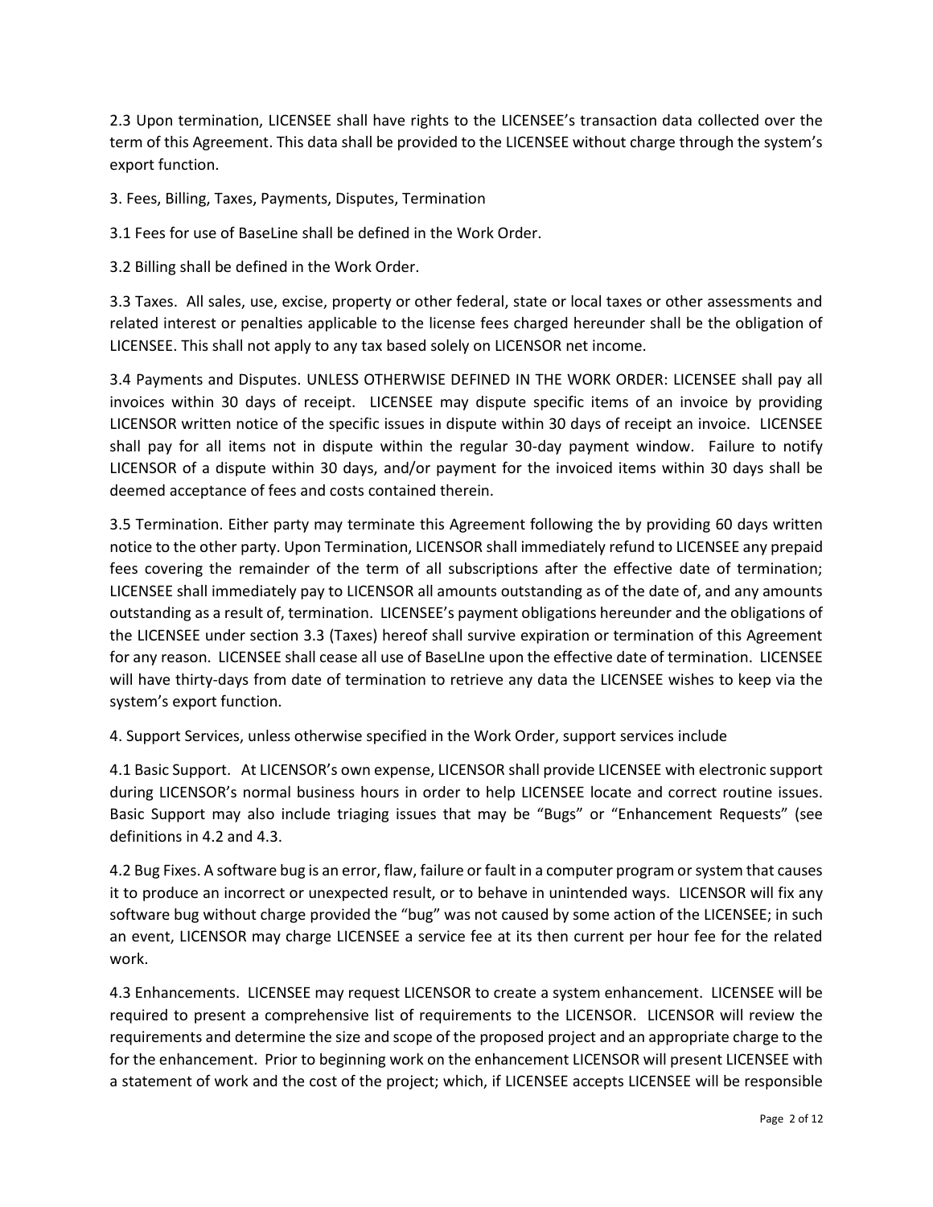2.3 Upon termination, LICENSEE shall have rights to the LICENSEE's transaction data collected over the term of this Agreement. This data shall be provided to the LICENSEE without charge through the system's export function.

3. Fees, Billing, Taxes, Payments, Disputes, Termination

3.1 Fees for use of BaseLine shall be defined in the Work Order.

3.2 Billing shall be defined in the Work Order.

3.3 Taxes. All sales, use, excise, property or other federal, state or local taxes or other assessments and related interest or penalties applicable to the license fees charged hereunder shall be the obligation of LICENSEE. This shall not apply to any tax based solely on LICENSOR net income.

3.4 Payments and Disputes. UNLESS OTHERWISE DEFINED IN THE WORK ORDER: LICENSEE shall pay all invoices within 30 days of receipt. LICENSEE may dispute specific items of an invoice by providing LICENSOR written notice of the specific issues in dispute within 30 days of receipt an invoice. LICENSEE shall pay for all items not in dispute within the regular 30-day payment window. Failure to notify LICENSOR of a dispute within 30 days, and/or payment for the invoiced items within 30 days shall be deemed acceptance of fees and costs contained therein.

3.5 Termination. Either party may terminate this Agreement following the by providing 60 days written notice to the other party. Upon Termination, LICENSOR shall immediately refund to LICENSEE any prepaid fees covering the remainder of the term of all subscriptions after the effective date of termination; LICENSEE shall immediately pay to LICENSOR all amounts outstanding as of the date of, and any amounts outstanding as a result of, termination. LICENSEE's payment obligations hereunder and the obligations of the LICENSEE under section 3.3 (Taxes) hereof shall survive expiration or termination of this Agreement for any reason. LICENSEE shall cease all use of BaseLIne upon the effective date of termination. LICENSEE will have thirty-days from date of termination to retrieve any data the LICENSEE wishes to keep via the system's export function.

4. Support Services, unless otherwise specified in the Work Order, support services include

4.1 Basic Support. At LICENSOR's own expense, LICENSOR shall provide LICENSEE with electronic support during LICENSOR's normal business hours in order to help LICENSEE locate and correct routine issues. Basic Support may also include triaging issues that may be "Bugs" or "Enhancement Requests" (see definitions in 4.2 and 4.3.

4.2 Bug Fixes. A software bug is an error, flaw, failure or fault in a computer program or system that causes it to produce an incorrect or unexpected result, or to behave in unintended ways. LICENSOR will fix any software bug without charge provided the "bug" was not caused by some action of the LICENSEE; in such an event, LICENSOR may charge LICENSEE a service fee at its then current per hour fee for the related work.

4.3 Enhancements. LICENSEE may request LICENSOR to create a system enhancement. LICENSEE will be required to present a comprehensive list of requirements to the LICENSOR. LICENSOR will review the requirements and determine the size and scope of the proposed project and an appropriate charge to the for the enhancement. Prior to beginning work on the enhancement LICENSOR will present LICENSEE with a statement of work and the cost of the project; which, if LICENSEE accepts LICENSEE will be responsible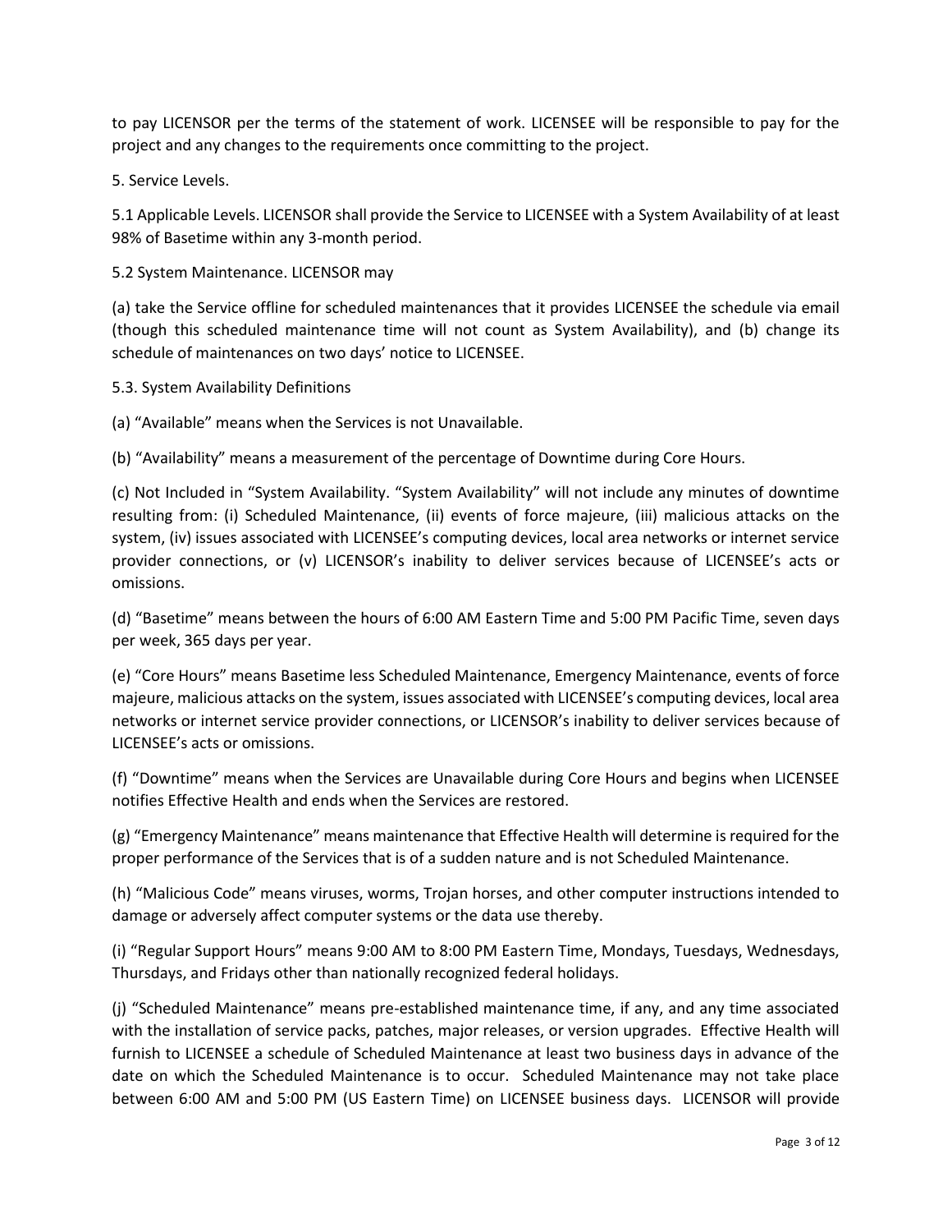to pay LICENSOR per the terms of the statement of work. LICENSEE will be responsible to pay for the project and any changes to the requirements once committing to the project.

5. Service Levels.

5.1 Applicable Levels. LICENSOR shall provide the Service to LICENSEE with a System Availability of at least 98% of Basetime within any 3-month period.

5.2 System Maintenance. LICENSOR may

(a) take the Service offline for scheduled maintenances that it provides LICENSEE the schedule via email (though this scheduled maintenance time will not count as System Availability), and (b) change its schedule of maintenances on two days' notice to LICENSEE.

5.3. System Availability Definitions

(a) "Available" means when the Services is not Unavailable.

(b) "Availability" means a measurement of the percentage of Downtime during Core Hours.

(c) Not Included in "System Availability. "System Availability" will not include any minutes of downtime resulting from: (i) Scheduled Maintenance, (ii) events of force majeure, (iii) malicious attacks on the system, (iv) issues associated with LICENSEE's computing devices, local area networks or internet service provider connections, or (v) LICENSOR's inability to deliver services because of LICENSEE's acts or omissions.

(d) "Basetime" means between the hours of 6:00 AM Eastern Time and 5:00 PM Pacific Time, seven days per week, 365 days per year.

(e) "Core Hours" means Basetime less Scheduled Maintenance, Emergency Maintenance, events of force majeure, malicious attacks on the system, issues associated with LICENSEE's computing devices, local area networks or internet service provider connections, or LICENSOR's inability to deliver services because of LICENSEE's acts or omissions.

(f) "Downtime" means when the Services are Unavailable during Core Hours and begins when LICENSEE notifies Effective Health and ends when the Services are restored.

(g) "Emergency Maintenance" means maintenance that Effective Health will determine is required for the proper performance of the Services that is of a sudden nature and is not Scheduled Maintenance.

(h) "Malicious Code" means viruses, worms, Trojan horses, and other computer instructions intended to damage or adversely affect computer systems or the data use thereby.

(i) "Regular Support Hours" means 9:00 AM to 8:00 PM Eastern Time, Mondays, Tuesdays, Wednesdays, Thursdays, and Fridays other than nationally recognized federal holidays.

(j) "Scheduled Maintenance" means pre-established maintenance time, if any, and any time associated with the installation of service packs, patches, major releases, or version upgrades. Effective Health will furnish to LICENSEE a schedule of Scheduled Maintenance at least two business days in advance of the date on which the Scheduled Maintenance is to occur. Scheduled Maintenance may not take place between 6:00 AM and 5:00 PM (US Eastern Time) on LICENSEE business days. LICENSOR will provide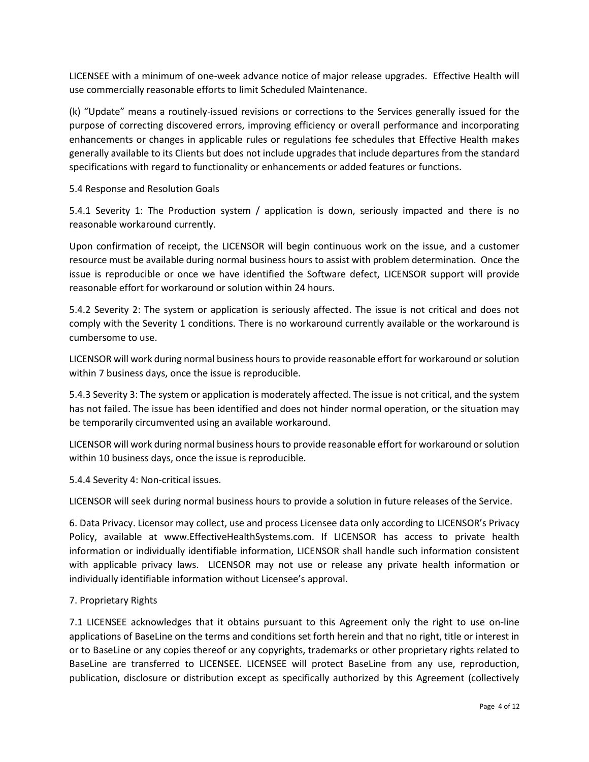LICENSEE with a minimum of one-week advance notice of major release upgrades. Effective Health will use commercially reasonable efforts to limit Scheduled Maintenance.

(k) "Update" means a routinely-issued revisions or corrections to the Services generally issued for the purpose of correcting discovered errors, improving efficiency or overall performance and incorporating enhancements or changes in applicable rules or regulations fee schedules that Effective Health makes generally available to its Clients but does not include upgrades that include departures from the standard specifications with regard to functionality or enhancements or added features or functions.

5.4 Response and Resolution Goals

5.4.1 Severity 1: The Production system / application is down, seriously impacted and there is no reasonable workaround currently.

Upon confirmation of receipt, the LICENSOR will begin continuous work on the issue, and a customer resource must be available during normal business hours to assist with problem determination. Once the issue is reproducible or once we have identified the Software defect, LICENSOR support will provide reasonable effort for workaround or solution within 24 hours.

5.4.2 Severity 2: The system or application is seriously affected. The issue is not critical and does not comply with the Severity 1 conditions. There is no workaround currently available or the workaround is cumbersome to use.

LICENSOR will work during normal business hours to provide reasonable effort for workaround or solution within 7 business days, once the issue is reproducible.

5.4.3 Severity 3: The system or application is moderately affected. The issue is not critical, and the system has not failed. The issue has been identified and does not hinder normal operation, or the situation may be temporarily circumvented using an available workaround.

LICENSOR will work during normal business hours to provide reasonable effort for workaround or solution within 10 business days, once the issue is reproducible.

5.4.4 Severity 4: Non-critical issues.

LICENSOR will seek during normal business hours to provide a solution in future releases of the Service.

6. Data Privacy. Licensor may collect, use and process Licensee data only according to LICENSOR's Privacy Policy, available at www.EffectiveHealthSystems.com. If LICENSOR has access to private health information or individually identifiable information, LICENSOR shall handle such information consistent with applicable privacy laws. LICENSOR may not use or release any private health information or individually identifiable information without Licensee's approval.

7. Proprietary Rights

7.1 LICENSEE acknowledges that it obtains pursuant to this Agreement only the right to use on-line applications of BaseLine on the terms and conditions set forth herein and that no right, title or interest in or to BaseLine or any copies thereof or any copyrights, trademarks or other proprietary rights related to BaseLine are transferred to LICENSEE. LICENSEE will protect BaseLine from any use, reproduction, publication, disclosure or distribution except as specifically authorized by this Agreement (collectively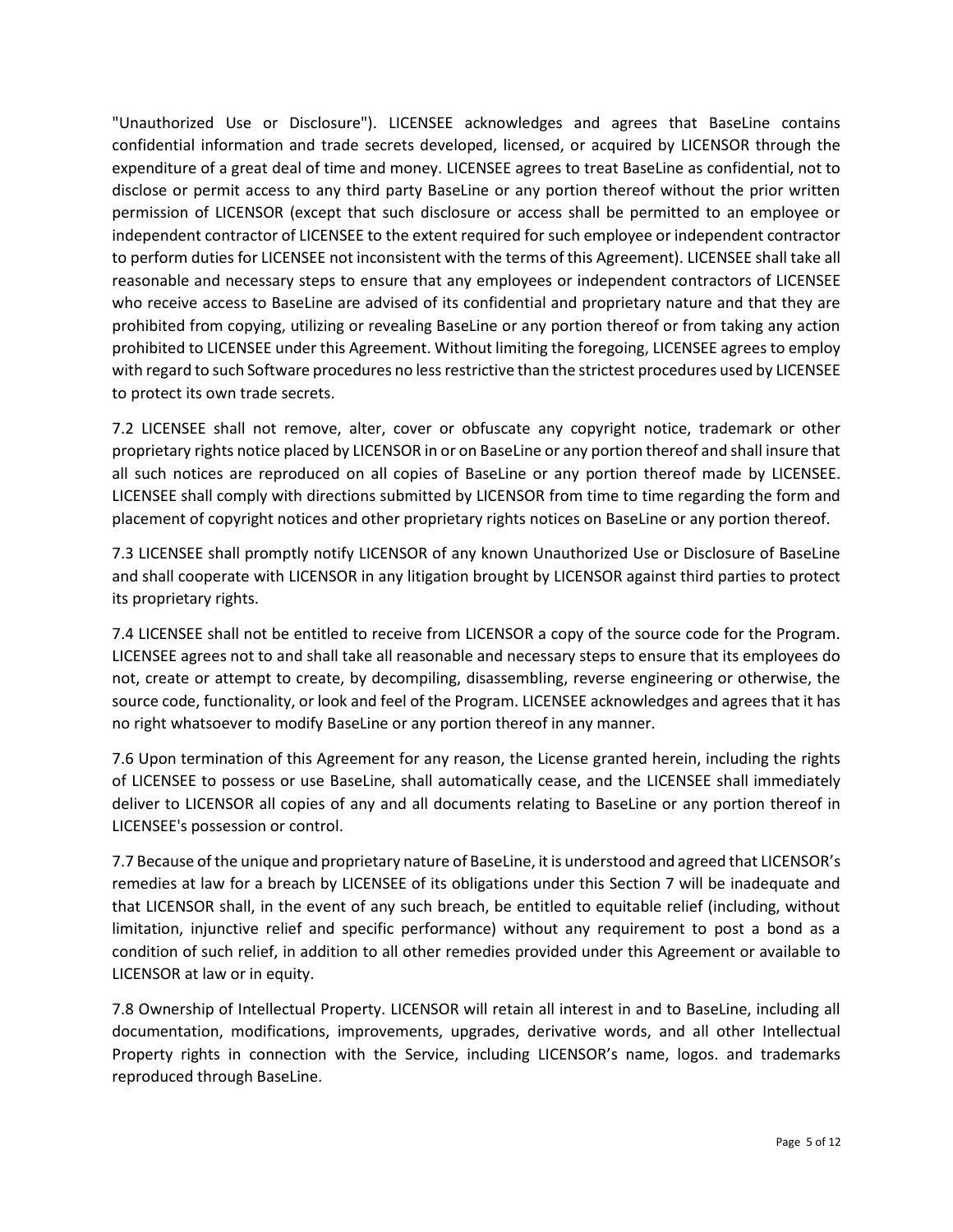"Unauthorized Use or Disclosure"). LICENSEE acknowledges and agrees that BaseLine contains confidential information and trade secrets developed, licensed, or acquired by LICENSOR through the expenditure of a great deal of time and money. LICENSEE agrees to treat BaseLine as confidential, not to disclose or permit access to any third party BaseLine or any portion thereof without the prior written permission of LICENSOR (except that such disclosure or access shall be permitted to an employee or independent contractor of LICENSEE to the extent required for such employee or independent contractor to perform duties for LICENSEE not inconsistent with the terms of this Agreement). LICENSEE shall take all reasonable and necessary steps to ensure that any employees or independent contractors of LICENSEE who receive access to BaseLine are advised of its confidential and proprietary nature and that they are prohibited from copying, utilizing or revealing BaseLine or any portion thereof or from taking any action prohibited to LICENSEE under this Agreement. Without limiting the foregoing, LICENSEE agrees to employ with regard to such Software procedures no less restrictive than the strictest procedures used by LICENSEE to protect its own trade secrets.

7.2 LICENSEE shall not remove, alter, cover or obfuscate any copyright notice, trademark or other proprietary rights notice placed by LICENSOR in or on BaseLine or any portion thereof and shall insure that all such notices are reproduced on all copies of BaseLine or any portion thereof made by LICENSEE. LICENSEE shall comply with directions submitted by LICENSOR from time to time regarding the form and placement of copyright notices and other proprietary rights notices on BaseLine or any portion thereof.

7.3 LICENSEE shall promptly notify LICENSOR of any known Unauthorized Use or Disclosure of BaseLine and shall cooperate with LICENSOR in any litigation brought by LICENSOR against third parties to protect its proprietary rights.

7.4 LICENSEE shall not be entitled to receive from LICENSOR a copy of the source code for the Program. LICENSEE agrees not to and shall take all reasonable and necessary steps to ensure that its employees do not, create or attempt to create, by decompiling, disassembling, reverse engineering or otherwise, the source code, functionality, or look and feel of the Program. LICENSEE acknowledges and agrees that it has no right whatsoever to modify BaseLine or any portion thereof in any manner.

7.6 Upon termination of this Agreement for any reason, the License granted herein, including the rights of LICENSEE to possess or use BaseLine, shall automatically cease, and the LICENSEE shall immediately deliver to LICENSOR all copies of any and all documents relating to BaseLine or any portion thereof in LICENSEE's possession or control.

7.7 Because of the unique and proprietary nature of BaseLine, it is understood and agreed that LICENSOR's remedies at law for a breach by LICENSEE of its obligations under this Section 7 will be inadequate and that LICENSOR shall, in the event of any such breach, be entitled to equitable relief (including, without limitation, injunctive relief and specific performance) without any requirement to post a bond as a condition of such relief, in addition to all other remedies provided under this Agreement or available to LICENSOR at law or in equity.

7.8 Ownership of Intellectual Property. LICENSOR will retain all interest in and to BaseLine, including all documentation, modifications, improvements, upgrades, derivative words, and all other Intellectual Property rights in connection with the Service, including LICENSOR's name, logos. and trademarks reproduced through BaseLine.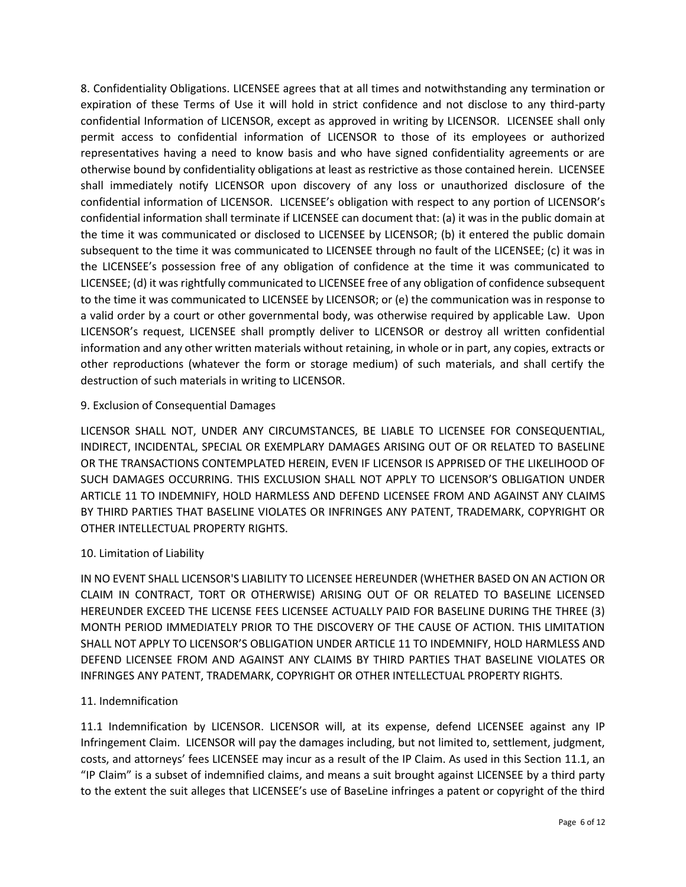8. Confidentiality Obligations. LICENSEE agrees that at all times and notwithstanding any termination or expiration of these Terms of Use it will hold in strict confidence and not disclose to any third-party confidential Information of LICENSOR, except as approved in writing by LICENSOR. LICENSEE shall only permit access to confidential information of LICENSOR to those of its employees or authorized representatives having a need to know basis and who have signed confidentiality agreements or are otherwise bound by confidentiality obligations at least as restrictive as those contained herein. LICENSEE shall immediately notify LICENSOR upon discovery of any loss or unauthorized disclosure of the confidential information of LICENSOR. LICENSEE's obligation with respect to any portion of LICENSOR's confidential information shall terminate if LICENSEE can document that: (a) it was in the public domain at the time it was communicated or disclosed to LICENSEE by LICENSOR; (b) it entered the public domain subsequent to the time it was communicated to LICENSEE through no fault of the LICENSEE; (c) it was in the LICENSEE's possession free of any obligation of confidence at the time it was communicated to LICENSEE; (d) it was rightfully communicated to LICENSEE free of any obligation of confidence subsequent to the time it was communicated to LICENSEE by LICENSOR; or (e) the communication was in response to a valid order by a court or other governmental body, was otherwise required by applicable Law. Upon LICENSOR's request, LICENSEE shall promptly deliver to LICENSOR or destroy all written confidential information and any other written materials without retaining, in whole or in part, any copies, extracts or other reproductions (whatever the form or storage medium) of such materials, and shall certify the destruction of such materials in writing to LICENSOR.

9. Exclusion of Consequential Damages

LICENSOR SHALL NOT, UNDER ANY CIRCUMSTANCES, BE LIABLE TO LICENSEE FOR CONSEQUENTIAL, INDIRECT, INCIDENTAL, SPECIAL OR EXEMPLARY DAMAGES ARISING OUT OF OR RELATED TO BASELINE OR THE TRANSACTIONS CONTEMPLATED HEREIN, EVEN IF LICENSOR IS APPRISED OF THE LIKELIHOOD OF SUCH DAMAGES OCCURRING. THIS EXCLUSION SHALL NOT APPLY TO LICENSOR'S OBLIGATION UNDER ARTICLE 11 TO INDEMNIFY, HOLD HARMLESS AND DEFEND LICENSEE FROM AND AGAINST ANY CLAIMS BY THIRD PARTIES THAT BASELINE VIOLATES OR INFRINGES ANY PATENT, TRADEMARK, COPYRIGHT OR OTHER INTELLECTUAL PROPERTY RIGHTS.

10. Limitation of Liability

IN NO EVENT SHALL LICENSOR'S LIABILITY TO LICENSEE HEREUNDER (WHETHER BASED ON AN ACTION OR CLAIM IN CONTRACT, TORT OR OTHERWISE) ARISING OUT OF OR RELATED TO BASELINE LICENSED HEREUNDER EXCEED THE LICENSE FEES LICENSEE ACTUALLY PAID FOR BASELINE DURING THE THREE (3) MONTH PERIOD IMMEDIATELY PRIOR TO THE DISCOVERY OF THE CAUSE OF ACTION. THIS LIMITATION SHALL NOT APPLY TO LICENSOR'S OBLIGATION UNDER ARTICLE 11 TO INDEMNIFY, HOLD HARMLESS AND DEFEND LICENSEE FROM AND AGAINST ANY CLAIMS BY THIRD PARTIES THAT BASELINE VIOLATES OR INFRINGES ANY PATENT, TRADEMARK, COPYRIGHT OR OTHER INTELLECTUAL PROPERTY RIGHTS.

11. Indemnification

11.1 Indemnification by LICENSOR. LICENSOR will, at its expense, defend LICENSEE against any IP Infringement Claim. LICENSOR will pay the damages including, but not limited to, settlement, judgment, costs, and attorneys' fees LICENSEE may incur as a result of the IP Claim. As used in this Section 11.1, an "IP Claim" is a subset of indemnified claims, and means a suit brought against LICENSEE by a third party to the extent the suit alleges that LICENSEE's use of BaseLine infringes a patent or copyright of the third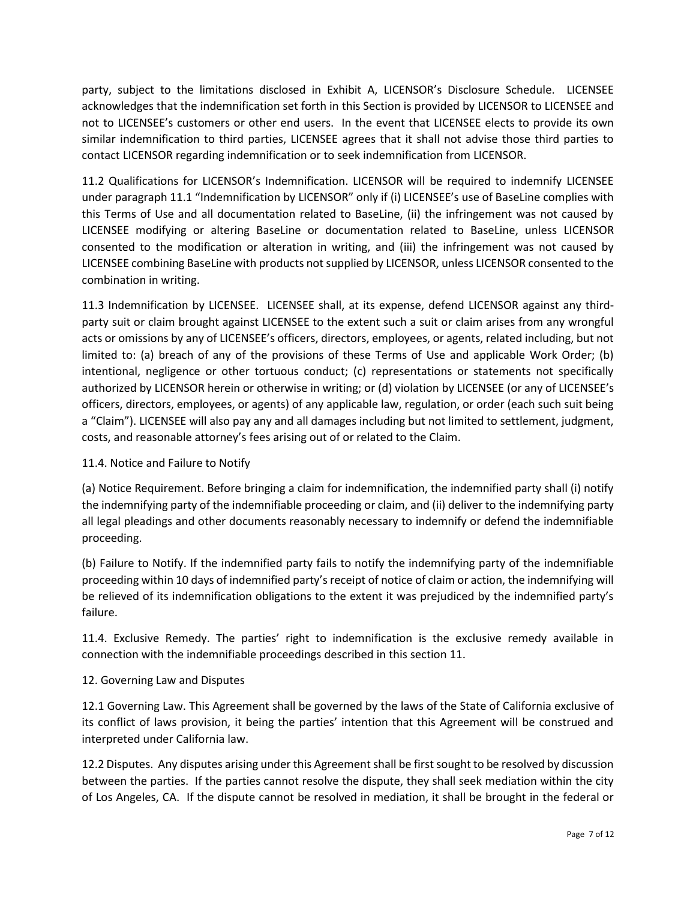party, subject to the limitations disclosed in Exhibit A, LICENSOR's Disclosure Schedule. LICENSEE acknowledges that the indemnification set forth in this Section is provided by LICENSOR to LICENSEE and not to LICENSEE's customers or other end users. In the event that LICENSEE elects to provide its own similar indemnification to third parties, LICENSEE agrees that it shall not advise those third parties to contact LICENSOR regarding indemnification or to seek indemnification from LICENSOR.

11.2 Qualifications for LICENSOR's Indemnification. LICENSOR will be required to indemnify LICENSEE under paragraph 11.1 "Indemnification by LICENSOR" only if (i) LICENSEE's use of BaseLine complies with this Terms of Use and all documentation related to BaseLine, (ii) the infringement was not caused by LICENSEE modifying or altering BaseLine or documentation related to BaseLine, unless LICENSOR consented to the modification or alteration in writing, and (iii) the infringement was not caused by LICENSEE combining BaseLine with products not supplied by LICENSOR, unless LICENSOR consented to the combination in writing.

11.3 Indemnification by LICENSEE. LICENSEE shall, at its expense, defend LICENSOR against any third-party suit or claim brought against LICENSEE to the extent such a suit or claim arises from any wrongful acts or omissions by any of LICENSEE's officers, directors, employees, or agents, related including, but not limited to: (a) breach of any of the provisions of these Terms of Use and applicable Work Order; (b) intentional, negligence or other tortuous conduct; (c) representations or statements not specifically authorized by LICENSOR herein or otherwise in writing; or (d) violation by LICENSEE (or any of LICENSEE's officers, directors, employees, or agents) of any applicable law, regulation, or order (each such suit being a "Claim"). LICENSEE will also pay any and all damages including but not limited to settlement, judgment, costs, and reasonable attorney's fees arising out of or related to the Claim.

11.4. Notice and Failure to Notify

(a) Notice Requirement. Before bringing a claim for indemnification, the indemnified party shall (i) notify the indemnifying party of the indemnifiable proceeding or claim, and (ii) deliver to the indemnifying party all legal pleadings and other documents reasonably necessary to indemnify or defend the indemnifiable proceeding.

(b) Failure to Notify. If the indemnified party fails to notify the indemnifying party of the indemnifiable proceeding within 10 days of indemnified party's receipt of notice of claim or action, the indemnifying will be relieved of its indemnification obligations to the extent it was prejudiced by the indemnified party's failure.

11.4. Exclusive Remedy. The parties' right to indemnification is the exclusive remedy available in connection with the indemnifiable proceedings described in this section 11.

12. Governing Law and Disputes

12.1 Governing Law. This Agreement shall be governed by the laws of the State of California exclusive of its conflict of laws provision, it being the parties' intention that this Agreement will be construed and interpreted under California law.

12.2 Disputes. Any disputes arising under this Agreement shall be first sought to be resolved by discussion between the parties. If the parties cannot resolve the dispute, they shall seek mediation within the city of Los Angeles, CA. If the dispute cannot be resolved in mediation, it shall be brought in the federal or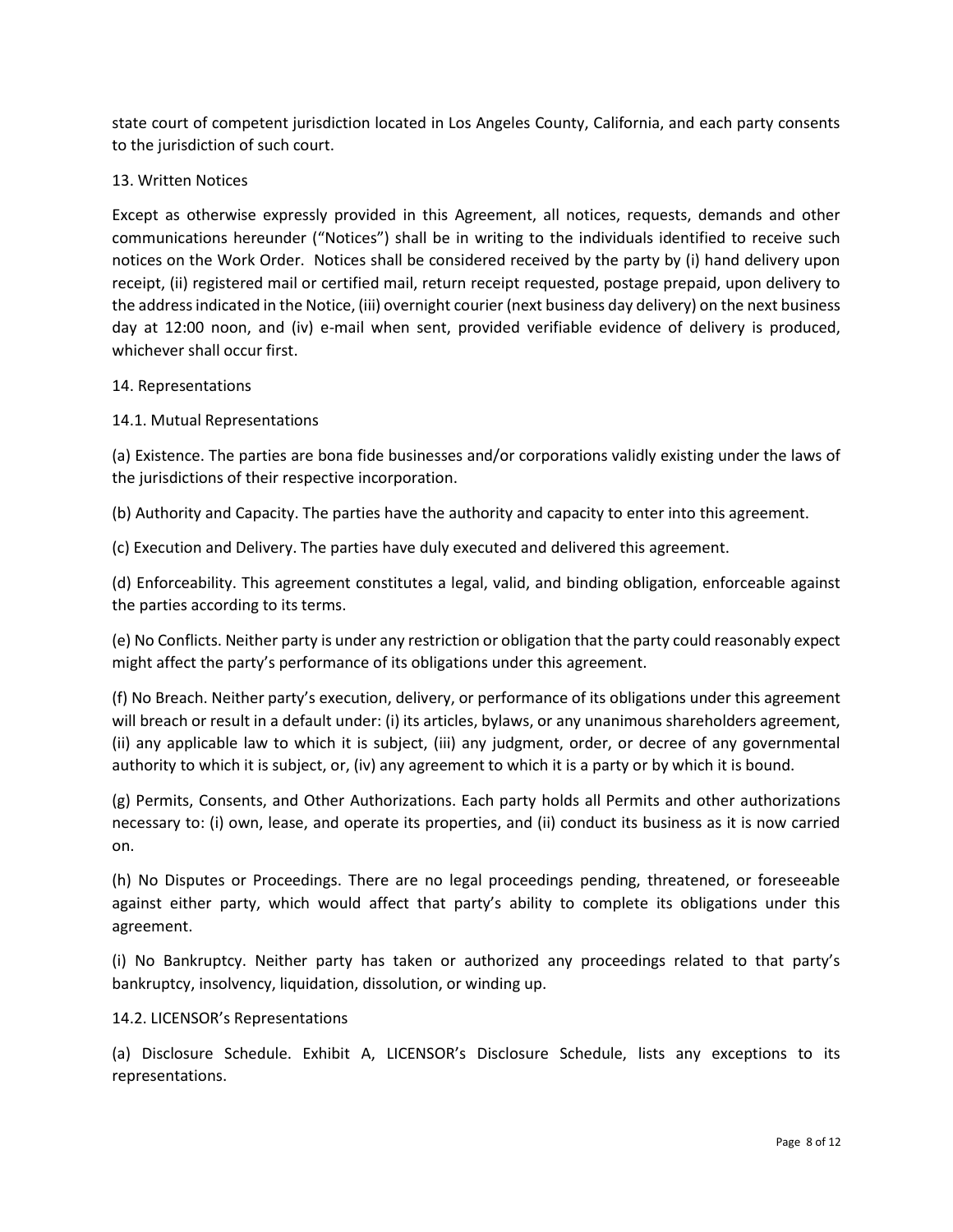state court of competent jurisdiction located in Los Angeles County, California, and each party consents to the jurisdiction of such court.

## 13. Written Notices

Except as otherwise expressly provided in this Agreement, all notices, requests, demands and other communications hereunder ("Notices") shall be in writing to the individuals identified to receive such notices on the Work Order. Notices shall be considered received by the party by (i) hand delivery upon receipt, (ii) registered mail or certified mail, return receipt requested, postage prepaid, upon delivery to the address indicated in the Notice, (iii) overnight courier (next business day delivery) on the next business day at 12:00 noon, and (iv) e-mail when sent, provided verifiable evidence of delivery is produced, whichever shall occur first.

## 14. Representations

### 14.1. Mutual Representations

(a) Existence. The parties are bona fide businesses and/or corporations validly existing under the laws of the jurisdictions of their respective incorporation.

(b) Authority and Capacity. The parties have the authority and capacity to enter into this agreement.

(c) Execution and Delivery. The parties have duly executed and delivered this agreement.

(d) Enforceability. This agreement constitutes a legal, valid, and binding obligation, enforceable against the parties according to its terms.

(e) No Conflicts. Neither party is under any restriction or obligation that the party could reasonably expect might affect the party's performance of its obligations under this agreement.

(f) No Breach. Neither party's execution, delivery, or performance of its obligations under this agreement will breach or result in a default under: (i) its articles, bylaws, or any unanimous shareholders agreement, (ii) any applicable law to which it is subject, (iii) any judgment, order, or decree of any governmental authority to which it is subject, or, (iv) any agreement to which it is a party or by which it is bound.

(g) Permits, Consents, and Other Authorizations. Each party holds all Permits and other authorizations necessary to: (i) own, lease, and operate its properties, and (ii) conduct its business as it is now carried on.

(h) No Disputes or Proceedings. There are no legal proceedings pending, threatened, or foreseeable against either party, which would affect that party's ability to complete its obligations under this agreement.

(i) No Bankruptcy. Neither party has taken or authorized any proceedings related to that party's bankruptcy, insolvency, liquidation, dissolution, or winding up.

### 14.2. LICENSOR's Representations

(a) Disclosure Schedule. Exhibit A, LICENSOR's Disclosure Schedule, lists any exceptions to its representations.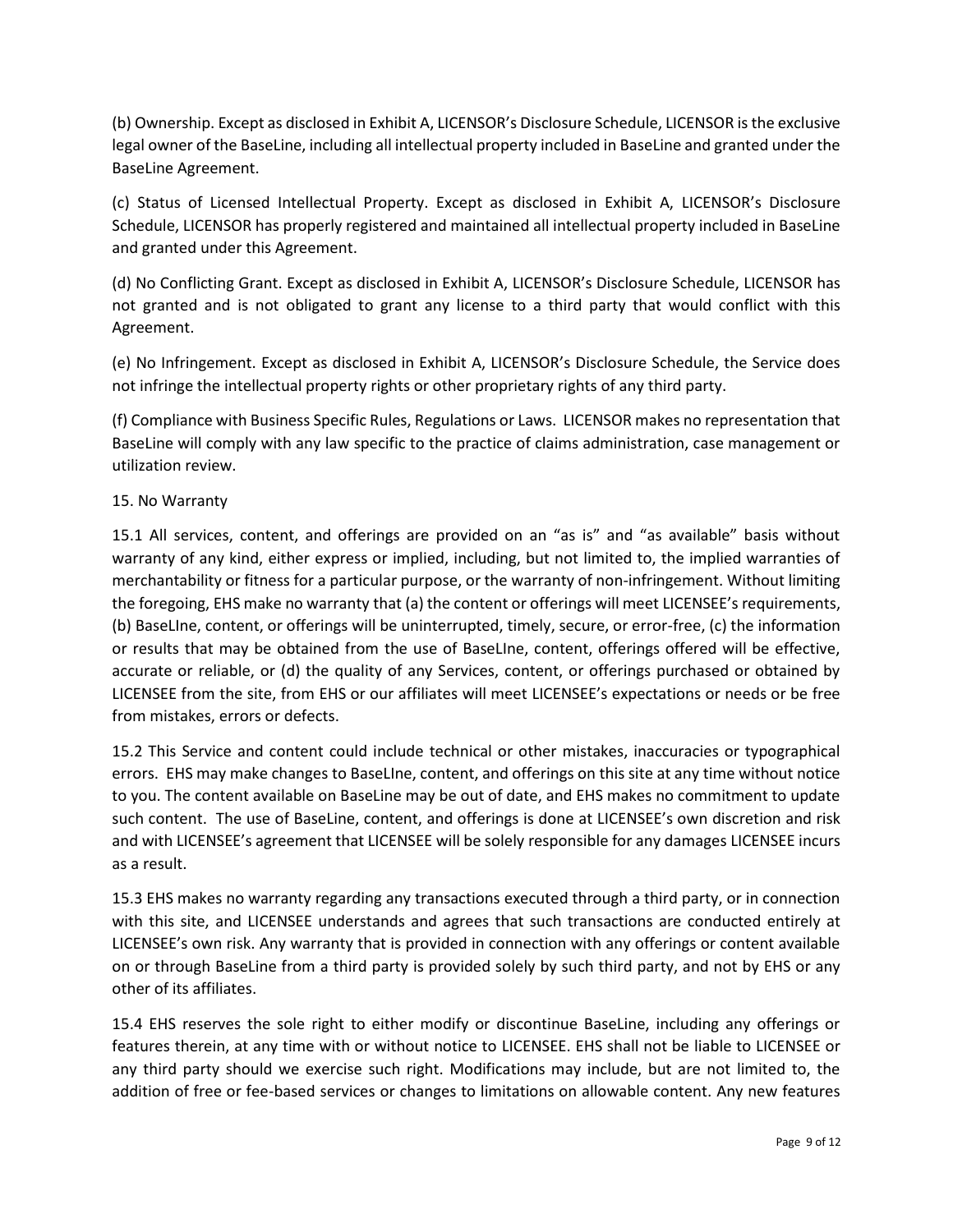(b) Ownership. Except as disclosed in Exhibit A, LICENSOR's Disclosure Schedule, LICENSOR is the exclusive legal owner of the BaseLine, including all intellectual property included in BaseLine and granted under the BaseLine Agreement.

(c) Status of Licensed Intellectual Property. Except as disclosed in Exhibit A, LICENSOR's Disclosure Schedule, LICENSOR has properly registered and maintained all intellectual property included in BaseLine and granted under this Agreement.

(d) No Conflicting Grant. Except as disclosed in Exhibit A, LICENSOR's Disclosure Schedule, LICENSOR has not granted and is not obligated to grant any license to a third party that would conflict with this Agreement.

(e) No Infringement. Except as disclosed in Exhibit A, LICENSOR's Disclosure Schedule, the Service does not infringe the intellectual property rights or other proprietary rights of any third party.

(f) Compliance with Business Specific Rules, Regulations or Laws. LICENSOR makes no representation that BaseLine will comply with any law specific to the practice of claims administration, case management or utilization review.

15. No Warranty

15.1 All services, content, and offerings are provided on an "as is" and "as available" basis without warranty of any kind, either express or implied, including, but not limited to, the implied warranties of merchantability or fitness for a particular purpose, or the warranty of non-infringement. Without limiting the foregoing, EHS make no warranty that (a) the content or offerings will meet LICENSEE's requirements, (b) BaseLIne, content, or offerings will be uninterrupted, timely, secure, or error-free, (c) the information or results that may be obtained from the use of BaseLIne, content, offerings offered will be effective, accurate or reliable, or (d) the quality of any Services, content, or offerings purchased or obtained by LICENSEE from the site, from EHS or our affiliates will meet LICENSEE's expectations or needs or be free from mistakes, errors or defects.

15.2 This Service and content could include technical or other mistakes, inaccuracies or typographical errors. EHS may make changes to BaseLIne, content, and offerings on this site at any time without notice to you. The content available on BaseLine may be out of date, and EHS makes no commitment to update such content. The use of BaseLine, content, and offerings is done at LICENSEE's own discretion and risk and with LICENSEE's agreement that LICENSEE will be solely responsible for any damages LICENSEE incurs as a result.

15.3 EHS makes no warranty regarding any transactions executed through a third party, or in connection with this site, and LICENSEE understands and agrees that such transactions are conducted entirely at LICENSEE's own risk. Any warranty that is provided in connection with any offerings or content available on or through BaseLine from a third party is provided solely by such third party, and not by EHS or any other of its affiliates.

15.4 EHS reserves the sole right to either modify or discontinue BaseLine, including any offerings or features therein, at any time with or without notice to LICENSEE. EHS shall not be liable to LICENSEE or any third party should we exercise such right. Modifications may include, but are not limited to, the addition of free or fee-based services or changes to limitations on allowable content. Any new features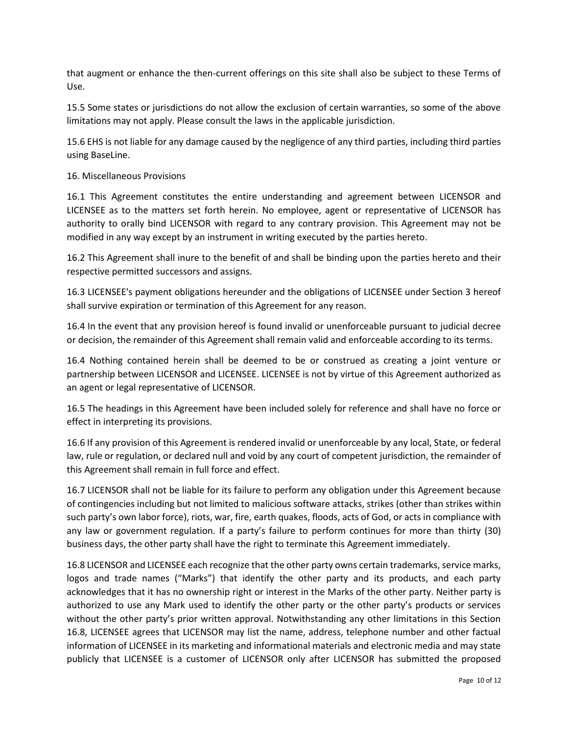that augment or enhance the then-current offerings on this site shall also be subject to these Terms of Use.

15.5 Some states or jurisdictions do not allow the exclusion of certain warranties, so some of the above limitations may not apply. Please consult the laws in the applicable jurisdiction.

15.6 EHS is not liable for any damage caused by the negligence of any third parties, including third parties using BaseLine.

## 16. Miscellaneous Provisions

16.1 This Agreement constitutes the entire understanding and agreement between LICENSOR and LICENSEE as to the matters set forth herein. No employee, agent or representative of LICENSOR has authority to orally bind LICENSOR with regard to any contrary provision. This Agreement may not be modified in any way except by an instrument in writing executed by the parties hereto.

16.2 This Agreement shall inure to the benefit of and shall be binding upon the parties hereto and their respective permitted successors and assigns.

16.3 LICENSEE's payment obligations hereunder and the obligations of LICENSEE under Section 3 hereof shall survive expiration or termination of this Agreement for any reason.

16.4 In the event that any provision hereof is found invalid or unenforceable pursuant to judicial decree or decision, the remainder of this Agreement shall remain valid and enforceable according to its terms.

16.4 Nothing contained herein shall be deemed to be or construed as creating a joint venture or partnership between LICENSOR and LICENSEE. LICENSEE is not by virtue of this Agreement authorized as an agent or legal representative of LICENSOR.

16.5 The headings in this Agreement have been included solely for reference and shall have no force or effect in interpreting its provisions.

16.6 If any provision of this Agreement is rendered invalid or unenforceable by any local, State, or federal law, rule or regulation, or declared null and void by any court of competent jurisdiction, the remainder of this Agreement shall remain in full force and effect.

16.7 LICENSOR shall not be liable for its failure to perform any obligation under this Agreement because of contingencies including but not limited to malicious software attacks, strikes (other than strikes within such party's own labor force), riots, war, fire, earth quakes, floods, acts of God, or acts in compliance with any law or government regulation. If a party's failure to perform continues for more than thirty (30) business days, the other party shall have the right to terminate this Agreement immediately.

16.8 LICENSOR and LICENSEE each recognize that the other party owns certain trademarks, service marks, logos and trade names ("Marks") that identify the other party and its products, and each party acknowledges that it has no ownership right or interest in the Marks of the other party. Neither party is authorized to use any Mark used to identify the other party or the other party's products or services without the other party's prior written approval. Notwithstanding any other limitations in this Section 16.8, LICENSEE agrees that LICENSOR may list the name, address, telephone number and other factual information of LICENSEE in its marketing and informational materials and electronic media and may state publicly that LICENSEE is a customer of LICENSOR only after LICENSOR has submitted the proposed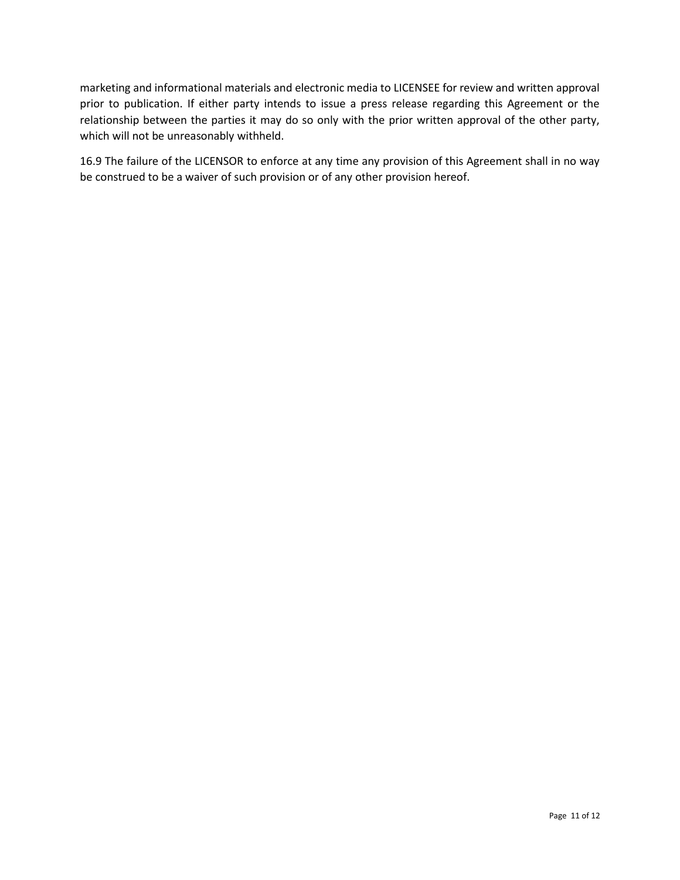marketing and informational materials and electronic media to LICENSEE for review and written approval prior to publication. If either party intends to issue a press release regarding this Agreement or the relationship between the parties it may do so only with the prior written approval of the other party, which will not be unreasonably withheld.

16.9 The failure of the LICENSOR to enforce at any time any provision of this Agreement shall in no way be construed to be a waiver of such provision or of any other provision hereof.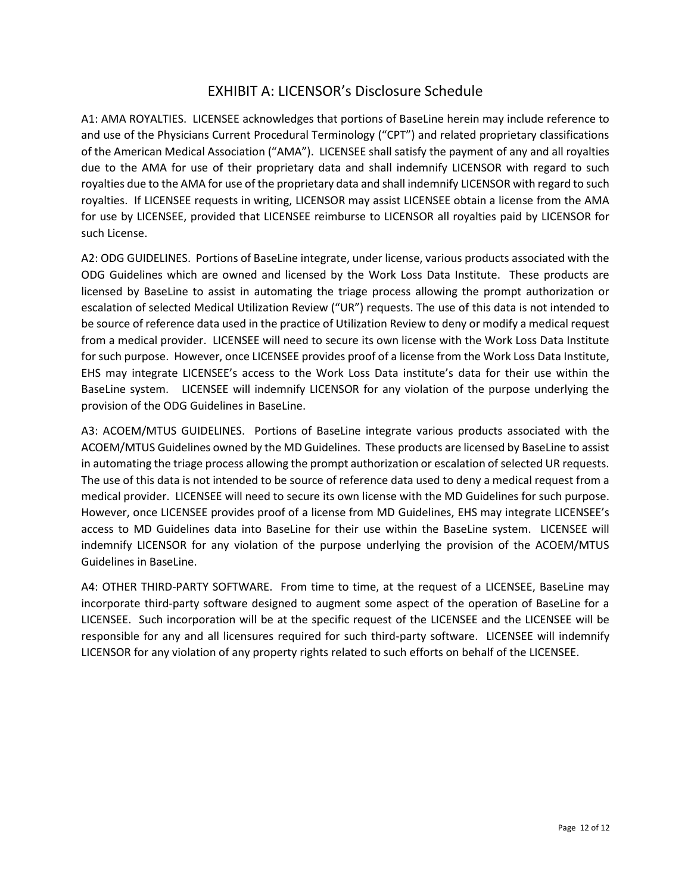# EXHIBIT A: LICENSOR's Disclosure Schedule

A1: AMA ROYALTIES. LICENSEE acknowledges that portions of BaseLine herein may include reference to and use of the Physicians Current Procedural Terminology ("CPT") and related proprietary classifications of the American Medical Association ("AMA"). LICENSEE shall satisfy the payment of any and all royalties due to the AMA for use of their proprietary data and shall indemnify LICENSOR with regard to such royalties due to the AMA for use of the proprietary data and shall indemnify LICENSOR with regard to such royalties. If LICENSEE requests in writing, LICENSOR may assist LICENSEE obtain a license from the AMA for use by LICENSEE, provided that LICENSEE reimburse to LICENSOR all royalties paid by LICENSOR for such License.

A2: ODG GUIDELINES. Portions of BaseLine integrate, under license, various products associated with the ODG Guidelines which are owned and licensed by the Work Loss Data Institute. These products are licensed by BaseLine to assist in automating the triage process allowing the prompt authorization or escalation of selected Medical Utilization Review ("UR") requests. The use of this data is not intended to be source of reference data used in the practice of Utilization Review to deny or modify a medical request from a medical provider. LICENSEE will need to secure its own license with the Work Loss Data Institute for such purpose. However, once LICENSEE provides proof of a license from the Work Loss Data Institute, EHS may integrate LICENSEE's access to the Work Loss Data institute's data for their use within the BaseLine system. LICENSEE will indemnify LICENSOR for any violation of the purpose underlying the provision of the ODG Guidelines in BaseLine.

A3: ACOEM/MTUS GUIDELINES. Portions of BaseLine integrate various products associated with the ACOEM/MTUS Guidelines owned by the MD Guidelines. These products are licensed by BaseLine to assist in automating the triage process allowing the prompt authorization or escalation of selected UR requests. The use of this data is not intended to be source of reference data used to deny a medical request from a medical provider. LICENSEE will need to secure its own license with the MD Guidelines for such purpose. However, once LICENSEE provides proof of a license from MD Guidelines, EHS may integrate LICENSEE's access to MD Guidelines data into BaseLine for their use within the BaseLine system. LICENSEE will indemnify LICENSOR for any violation of the purpose underlying the provision of the ACOEM/MTUS Guidelines in BaseLine.

A4: OTHER THIRD-PARTY SOFTWARE. From time to time, at the request of a LICENSEE, BaseLine may incorporate third-party software designed to augment some aspect of the operation of BaseLine for a LICENSEE. Such incorporation will be at the specific request of the LICENSEE and the LICENSEE will be responsible for any and all licensures required for such third-party software. LICENSEE will indemnify LICENSOR for any violation of any property rights related to such efforts on behalf of the LICENSEE.